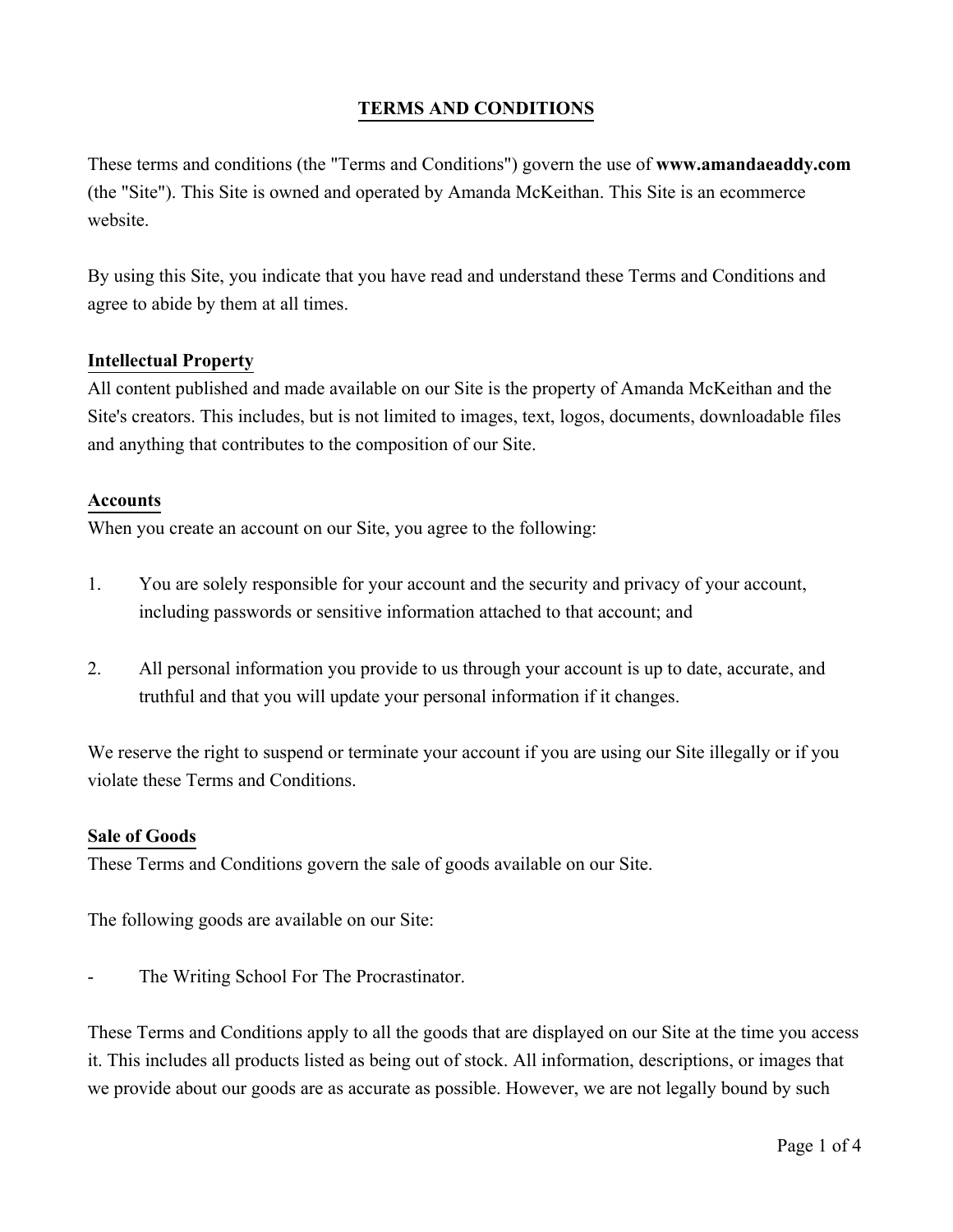# TERMS AND CONDITIONS

These terms and conditions (the "Terms and Conditions") govern the use of **www.amandaeaddy.com** (the "Site"). This Site is owned and operated by Amanda McKeithan. This Site is an ecommerce website.

By using this Site, you indicate that you have read and understand these Terms and Conditions and agree to abide by them at all times.

## Intellectual Property

All content published and made available on our Site is the property of Amanda McKeithan and the Site's creators. This includes, but is not limited to images, text, logos, documents, downloadable files and anything that contributes to the composition of our Site.

## Accounts

When you create an account on our Site, you agree to the following:

1. You are solely responsible for your account and the security and privacy of your account, including passwords or sensitive information attached to that account; and

2. All personal information you provide to us through your account is up to date, accurate, and truthful and that you will update your personal information if it changes.

We reserve the right to suspend or terminate your account if you are using our Site illegally or if you violate these Terms and Conditions.

## Sale of Goods

These Terms and Conditions govern the sale of goods available on our Site.

The following goods are available on our Site:

- The Writing School For The Procrastinator.

These Terms and Conditions apply to all the goods that are displayed on our Site at the time you access it. This includes all products listed as being out of stock. All information, descriptions, or images that we provide about our goods are as accurate as possible. However, we are not legally bound by such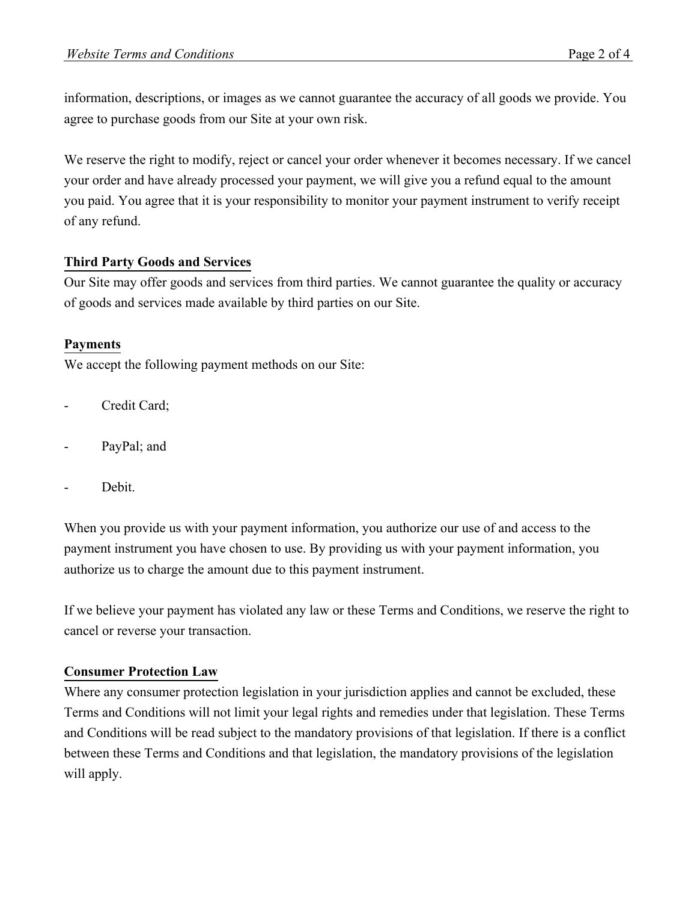information, descriptions, or images as we cannot guarantee the accuracy of all goods we provide. You agree to purchase goods from our Site at your own risk.

We reserve the right to modify, reject or cancel your order whenever it becomes necessary. If we cancel your order and have already processed your payment, we will give you a refund equal to the amount you paid. You agree that it is your responsibility to monitor your payment instrument to verify receipt of any refund.

**Third Party Goods and Services**

Our Site may offer goods and services from third parties. We cannot guarantee the quality or accuracy of goods and services made available by third parties on our Site.

**Payments**

We accept the following payment methods on our Site:

- Credit Card;
- PayPal; and
- Debit.

When you provide us with your payment information, you authorize our use of and access to the payment instrument you have chosen to use. By providing us with your payment information, you authorize us to charge the amount due to this payment instrument.

If we believe your payment has violated any law or these Terms and Conditions, we reserve the right to cancel or reverse your transaction.

**Consumer Protection Law**

Where any consumer protection legislation in your jurisdiction applies and cannot be excluded, these Terms and Conditions will not limit your legal rights and remedies under that legislation. These Terms and Conditions will be read subject to the mandatory provisions of that legislation. If there is a conflict between these Terms and Conditions and that legislation, the mandatory provisions of the legislation will apply.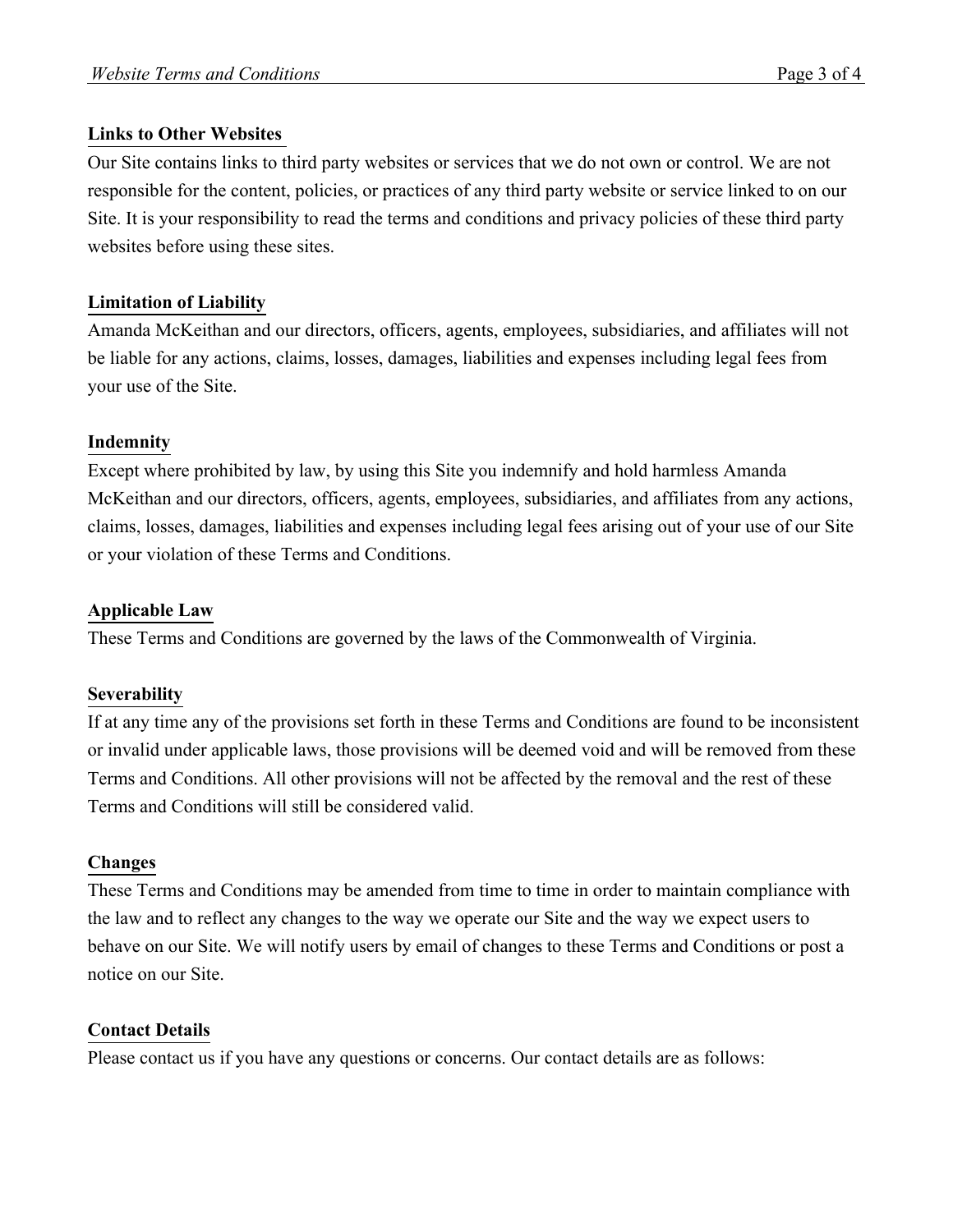## Links to Other Websites

Our Site contains links to third party websites or services that we do not own or control. We are not responsible for the content, policies, or practices of any third party website or service linked to on our Site. It is your responsibility to read the terms and conditions and privacy policies of these third party websites before using these sites.

## Limitation of Liability

Amanda McKeithan and our directors, officers, agents, employees, subsidiaries, and affiliates will not be liable for any actions, claims, losses, damages, liabilities and expenses including legal fees from your use of the Site.

## Indemnity

Except where prohibited by law, by using this Site you indemnify and hold harmless Amanda McKeithan and our directors, officers, agents, employees, subsidiaries, and affiliates from any actions, claims, losses, damages, liabilities and expenses including legal fees arising out of your use of our Site or your violation of these Terms and Conditions.

## Applicable Law

These Terms and Conditions are governed by the laws of the Commonwealth of Virginia.

## Severability

If at any time any of the provisions set forth in these Terms and Conditions are found to be inconsistent or invalid under applicable laws, those provisions will be deemed void and will be removed from these Terms and Conditions. All other provisions will not be affected by the removal and the rest of these Terms and Conditions will still be considered valid.

## Changes

These Terms and Conditions may be amended from time to time in order to maintain compliance with the law and to reflect any changes to the way we operate our Site and the way we expect users to behave on our Site. We will notify users by email of changes to these Terms and Conditions or post a notice on our Site.

## Contact Details

Please contact us if you have any questions or concerns. Our contact details are as follows: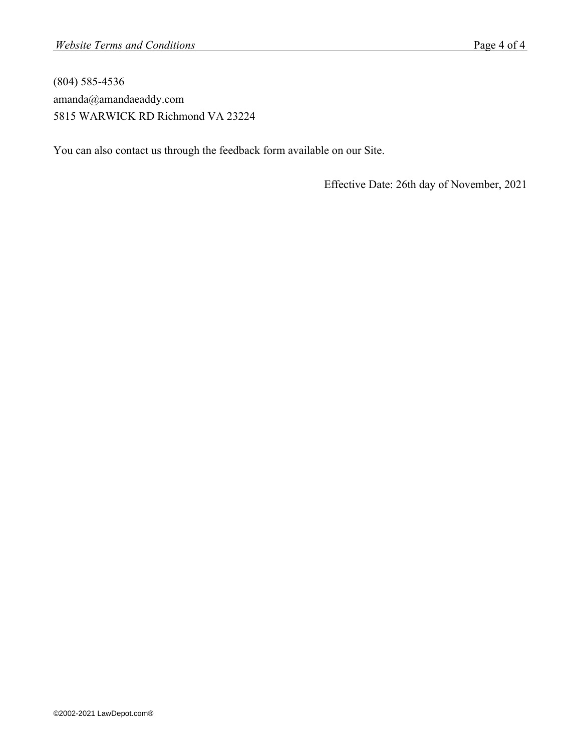(804) 585-4536
amanda@amandaeaddy.com
5815 WARWICK RD Richmond VA 23224

You can also contact us through the feedback form available on our Site.

Effective Date: 26th day of November, 2021

©2002-2021 LawDepot.com®